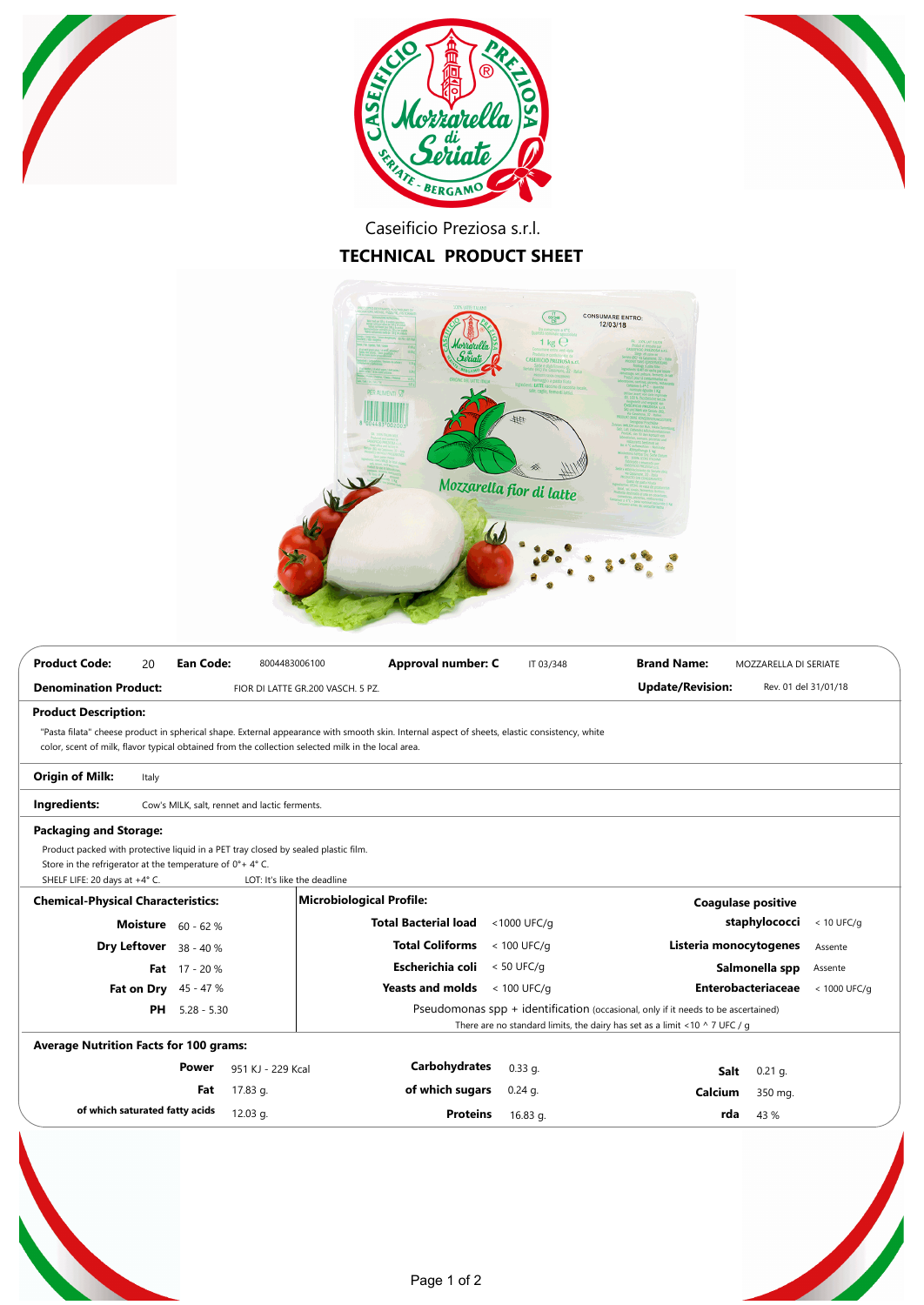Caseificio Preziosa s.r.l.

# TECHNICAL PRODUCT SHEET

| **Product Code:** | 20 | **Ean Code:** | 8004483006100 | **Approval number: C** | IT 03/348 | **Brand Name:** | MOZZARELLA DI SERIATE |
|---|---|---|---|---|---|---|---|
| **Denomination Product:** | FIOR DI LATTE GR.200 VASCH. 5 PZ. | | | | | **Update/Revision:** | Rev. 01 del 31/01/18 |

**Product Description:**

"Pasta filata" cheese product in spherical shape. External appearance with smooth skin. Internal aspect of sheets, elastic consistency, white color, scent of milk, flavor typical obtained from the collection selected milk in the local area.

**Origin of Milk:** Italy

**Ingredients:** Cow's MILK, salt, rennet and lactic ferments.

**Packaging and Storage:**

Product packed with protective liquid in a PET tray closed by sealed plastic film.
Store in the refrigerator at the temperature of 0°+ 4° C.
SHELF LIFE: 20 days at +4° C. LOT: It's like the deadline

| **Chemical-Physical Characteristics:** | | **Microbiological Profile:** | | | |
|---|---|---|---|---|---|
| **Moisture** | 60 - 62 % | **Total Bacterial load** | <1000 UFC/g | **Coagulase positive staphylococci** | < 10 UFC/g |
| **Dry Leftover** | 38 - 40 % | **Total Coliforms** | < 100 UFC/g | **Listeria monocytogenes** | Assente |
| **Fat** | 17 - 20 % | **Escherichia coli** | < 50 UFC/g | **Salmonella spp** | Assente |
| **Fat on Dry** | 45 - 47 % | **Yeasts and molds** | < 100 UFC/g | **Enterobacteriaceae** | < 1000 UFC/g |
| **PH** | 5.28 - 5.30 | Pseudomonas spp + identification (occasional, only if it needs to be ascertained) | | | |
| | | There are no standard limits, the dairy has set as a limit <10 ^ 7 UFC / g | | | |

**Average Nutrition Facts for 100 grams:**

| | | | | | |
|---|---|---|---|---|---|
| **Power** | 951 KJ - 229 Kcal | **Carbohydrates** | 0.33 g. | **Salt** | 0.21 g. |
| **Fat** | 17.83 g. | **of which sugars** | 0.24 g. | **Calcium** | 350 mg. |
| **of which saturated fatty acids** | 12.03 g. | **Proteins** | 16.83 g. | **rda** | 43 % |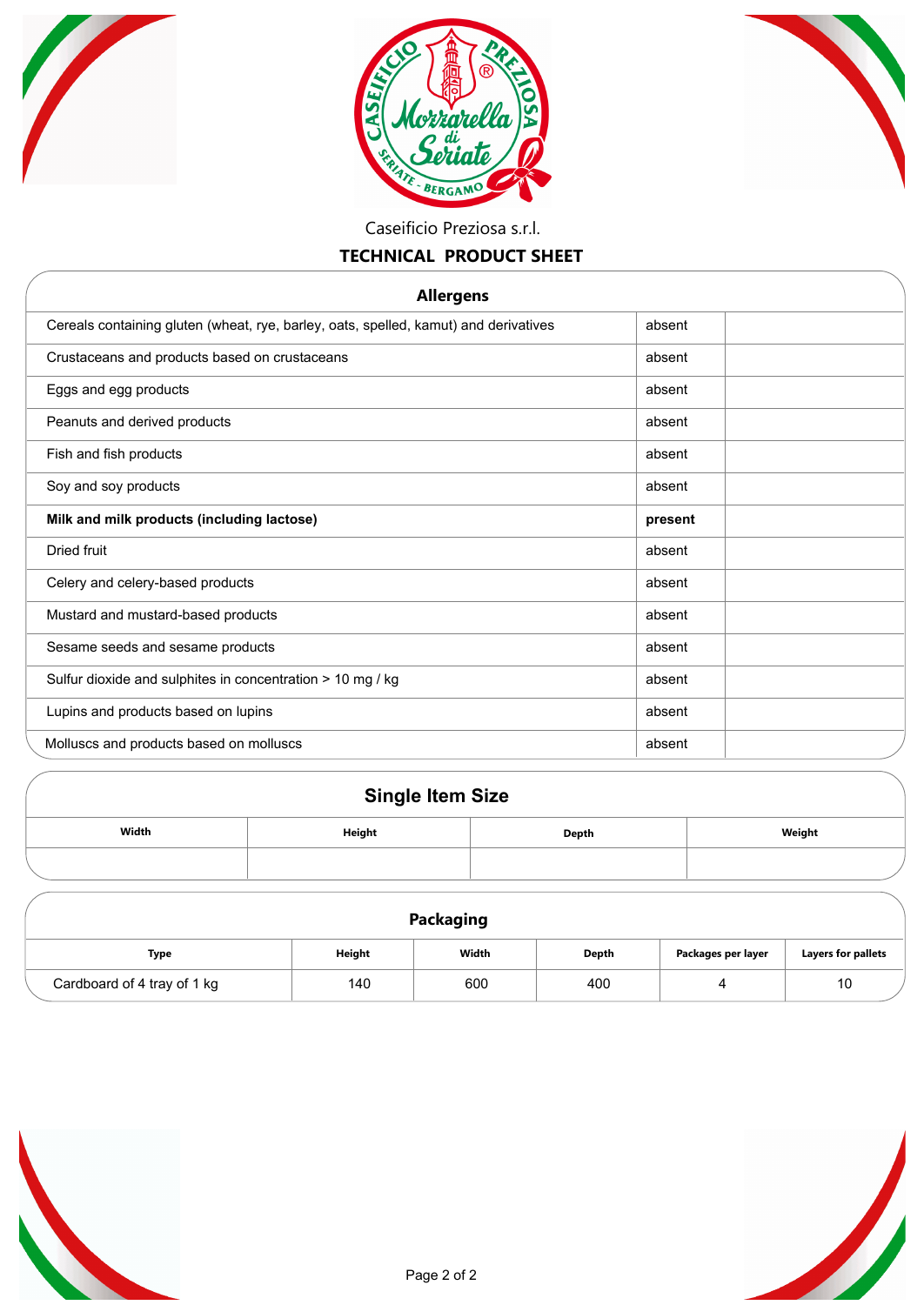Caseificio Preziosa s.r.l.

# TECHNICAL PRODUCT SHEET

## Allergens

| | | |
|---|---|---|
| Cereals containing gluten (wheat, rye, barley, oats, spelled, kamut) and derivatives | absent | |
| Crustaceans and products based on crustaceans | absent | |
| Eggs and egg products | absent | |
| Peanuts and derived products | absent | |
| Fish and fish products | absent | |
| Soy and soy products | absent | |
| **Milk and milk products (including lactose)** | **present** | |
| Dried fruit | absent | |
| Celery and celery-based products | absent | |
| Mustard and mustard-based products | absent | |
| Sesame seeds and sesame products | absent | |
| Sulfur dioxide and sulphites in concentration > 10 mg / kg | absent | |
| Lupins and products based on lupins | absent | |
| Molluscs and products based on molluscs | absent | |

## Single Item Size

| Width | Height | Depth | Weight |
|---|---|---|---|
| | | | |

## Packaging

| Type | Height | Width | Depth | Packages per layer | Layers for pallets |
|---|---|---|---|---|---|
| Cardboard of 4 tray of 1 kg | 140 | 600 | 400 | 4 | 10 |